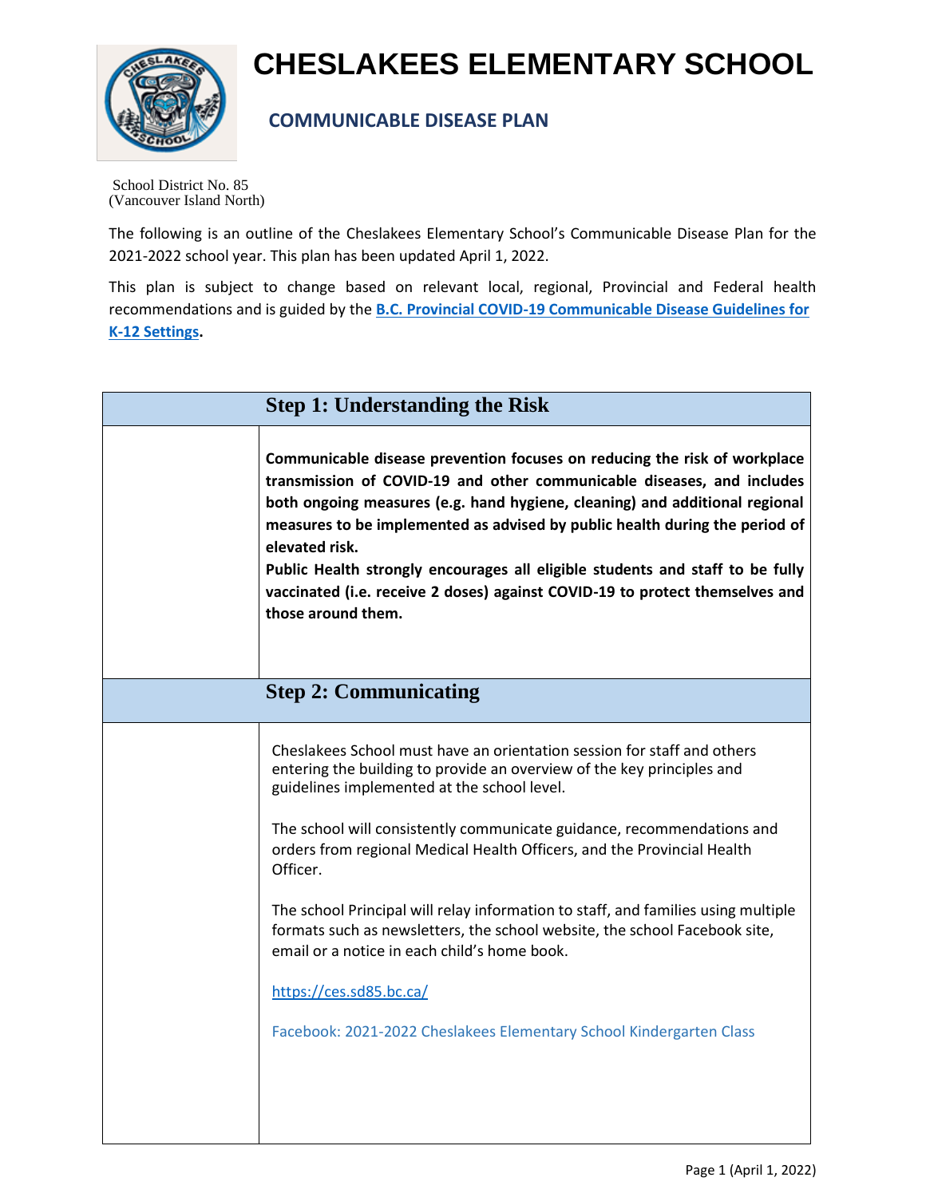# CHESLAKEES ELEMENTARY SCHOOL

## COMMUNICABLE DISEASE PLAN

School District No. 85
(Vancouver Island North)

The following is an outline of the Cheslakees Elementary School's Communicable Disease Plan for the 2021-2022 school year. This plan has been updated April 1, 2022.

This plan is subject to change based on relevant local, regional, Provincial and Federal health recommendations and is guided by the **B.C. Provincial COVID-19 Communicable Disease Guidelines for K-12 Settings.**

| | Step 1: Understanding the Risk |
|---|---|
| | **Communicable disease prevention focuses on reducing the risk of workplace transmission of COVID-19 and other communicable diseases, and includes both ongoing measures (e.g. hand hygiene, cleaning) and additional regional measures to be implemented as advised by public health during the period of elevated risk.**<br>**Public Health strongly encourages all eligible students and staff to be fully vaccinated (i.e. receive 2 doses) against COVID-19 to protect themselves and those around them.** |
| | **Step 2: Communicating** |
| | Cheslakees School must have an orientation session for staff and others entering the building to provide an overview of the key principles and guidelines implemented at the school level.<br><br>The school will consistently communicate guidance, recommendations and orders from regional Medical Health Officers, and the Provincial Health Officer.<br><br>The school Principal will relay information to staff, and families using multiple formats such as newsletters, the school website, the school Facebook site, email or a notice in each child's home book.<br><br>https://ces.sd85.bc.ca/<br><br>Facebook: 2021-2022 Cheslakees Elementary School Kindergarten Class |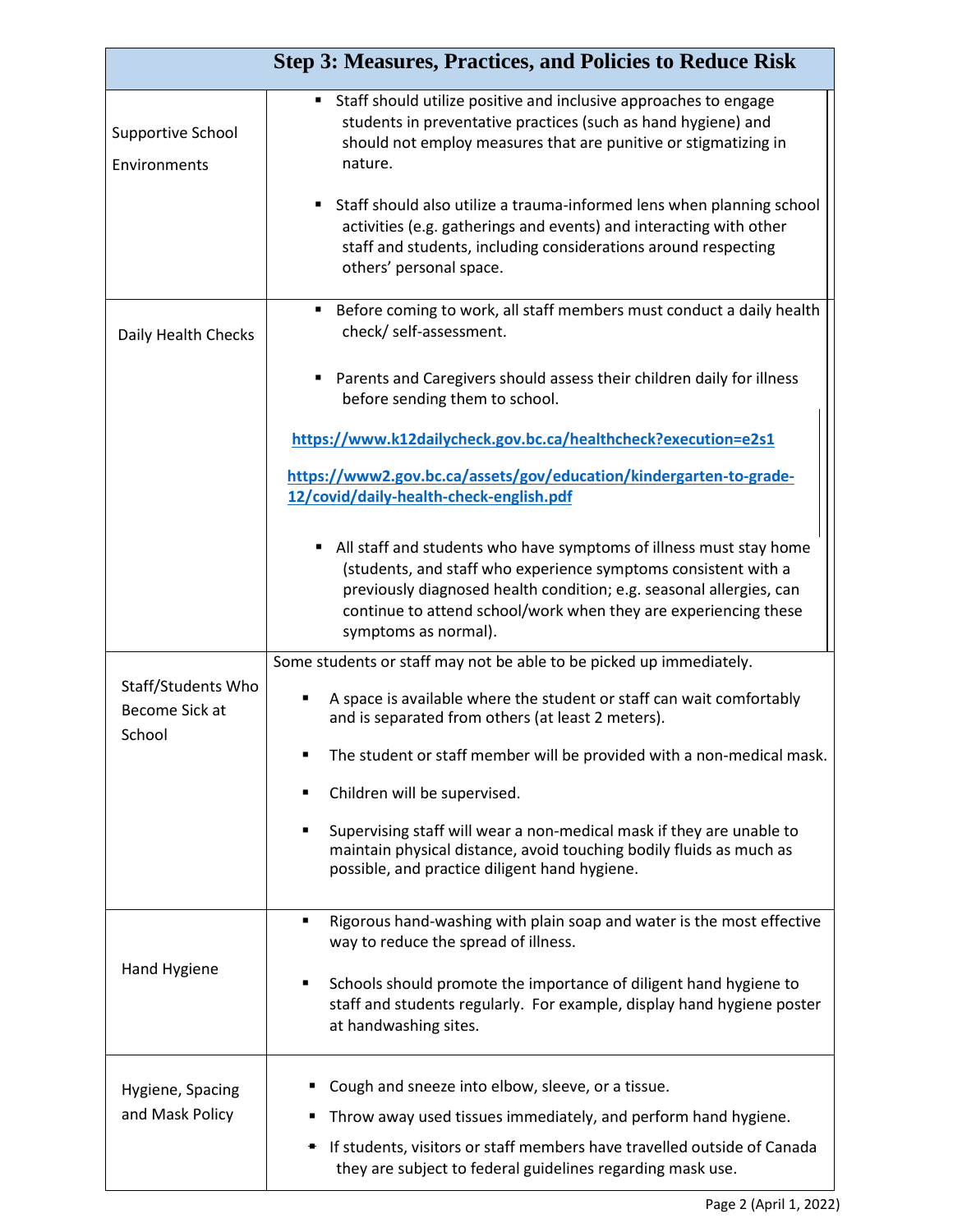| Step 3: Measures, Practices, and Policies to Reduce Risk | |
|---|---|
| Supportive School Environments | ▪ Staff should utilize positive and inclusive approaches to engage students in preventative practices (such as hand hygiene) and should not employ measures that are punitive or stigmatizing in nature.<br><br>▪ Staff should also utilize a trauma-informed lens when planning school activities (e.g. gatherings and events) and interacting with other staff and students, including considerations around respecting others' personal space. |
| Daily Health Checks | ▪ Before coming to work, all staff members must conduct a daily health check/ self-assessment.<br><br>▪ Parents and Caregivers should assess their children daily for illness before sending them to school.<br><br>**https://www.k12dailycheck.gov.bc.ca/healthcheck?execution=e2s1**<br><br>**https://www2.gov.bc.ca/assets/gov/education/kindergarten-to-grade-12/covid/daily-health-check-english.pdf**<br><br>▪ All staff and students who have symptoms of illness must stay home (students, and staff who experience symptoms consistent with a previously diagnosed health condition; e.g. seasonal allergies, can continue to attend school/work when they are experiencing these symptoms as normal). |
| Staff/Students Who Become Sick at School | Some students or staff may not be able to be picked up immediately.<br><br>▪ A space is available where the student or staff can wait comfortably and is separated from others (at least 2 meters).<br><br>▪ The student or staff member will be provided with a non-medical mask.<br><br>▪ Children will be supervised.<br><br>▪ Supervising staff will wear a non-medical mask if they are unable to maintain physical distance, avoid touching bodily fluids as much as possible, and practice diligent hand hygiene. |
| Hand Hygiene | ▪ Rigorous hand-washing with plain soap and water is the most effective way to reduce the spread of illness.<br><br>▪ Schools should promote the importance of diligent hand hygiene to staff and students regularly. For example, display hand hygiene poster at handwashing sites. |
| Hygiene, Spacing and Mask Policy | ▪ Cough and sneeze into elbow, sleeve, or a tissue.<br><br>▪ Throw away used tissues immediately, and perform hand hygiene.<br><br>▪ If students, visitors or staff members have travelled outside of Canada they are subject to federal guidelines regarding mask use. |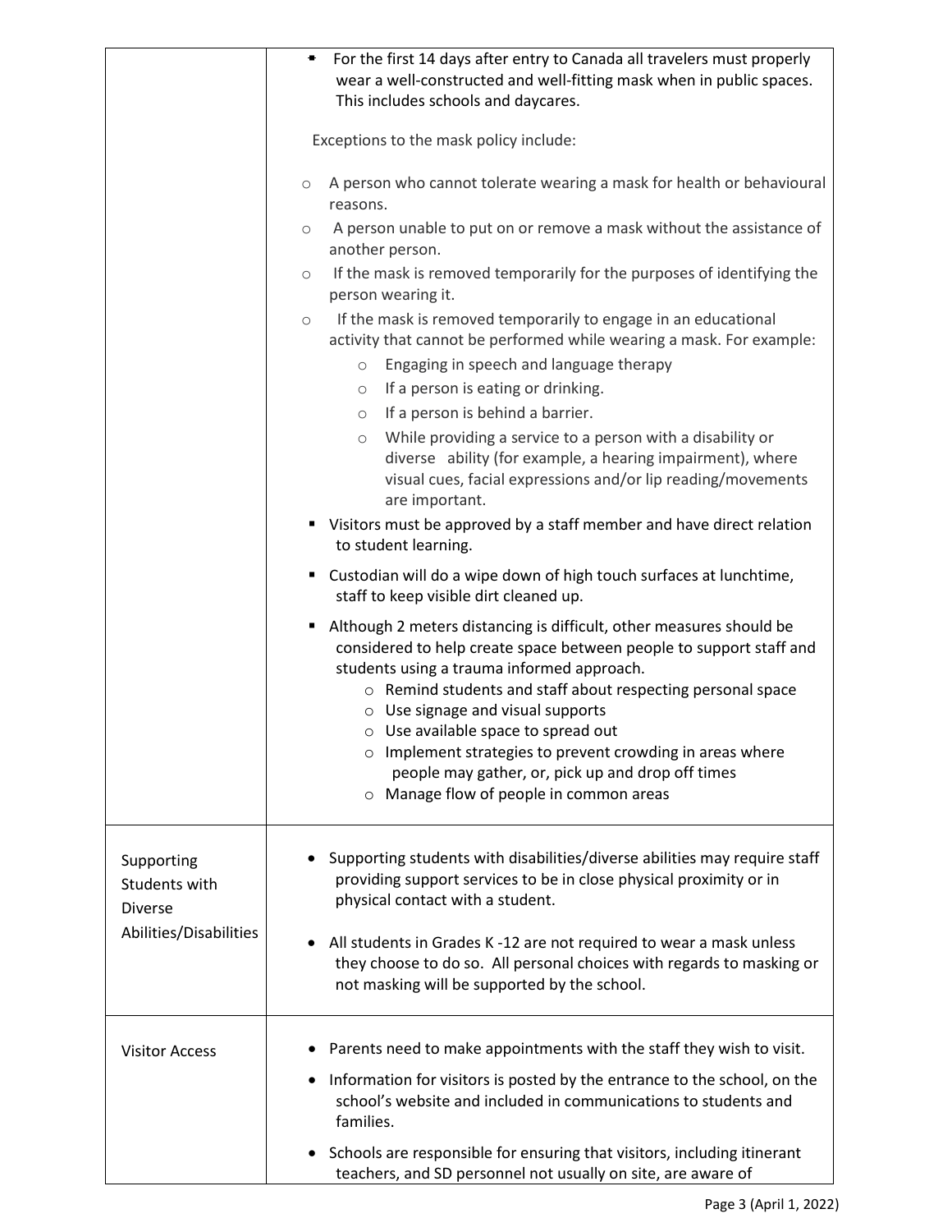| | |
|---|---|
| | ▪ For the first 14 days after entry to Canada all travelers must properly wear a well-constructed and well-fitting mask when in public spaces. This includes schools and daycares.<br><br>Exceptions to the mask policy include:<br><br>○ A person who cannot tolerate wearing a mask for health or behavioural reasons.<br>○ A person unable to put on or remove a mask without the assistance of another person.<br>○ If the mask is removed temporarily for the purposes of identifying the person wearing it.<br>○ If the mask is removed temporarily to engage in an educational activity that cannot be performed while wearing a mask. For example:<br>&nbsp;&nbsp;&nbsp;&nbsp;○ Engaging in speech and language therapy<br>&nbsp;&nbsp;&nbsp;&nbsp;○ If a person is eating or drinking.<br>&nbsp;&nbsp;&nbsp;&nbsp;○ If a person is behind a barrier.<br>&nbsp;&nbsp;&nbsp;&nbsp;○ While providing a service to a person with a disability or diverse ability (for example, a hearing impairment), where visual cues, facial expressions and/or lip reading/movements are important.<br><br>▪ Visitors must be approved by a staff member and have direct relation to student learning.<br>▪ Custodian will do a wipe down of high touch surfaces at lunchtime, staff to keep visible dirt cleaned up.<br>▪ Although 2 meters distancing is difficult, other measures should be considered to help create space between people to support staff and students using a trauma informed approach.<br>&nbsp;&nbsp;&nbsp;&nbsp;○ Remind students and staff about respecting personal space<br>&nbsp;&nbsp;&nbsp;&nbsp;○ Use signage and visual supports<br>&nbsp;&nbsp;&nbsp;&nbsp;○ Use available space to spread out<br>&nbsp;&nbsp;&nbsp;&nbsp;○ Implement strategies to prevent crowding in areas where people may gather, or, pick up and drop off times<br>&nbsp;&nbsp;&nbsp;&nbsp;○ Manage flow of people in common areas |
| Supporting Students with Diverse Abilities/Disabilities | • Supporting students with disabilities/diverse abilities may require staff providing support services to be in close physical proximity or in physical contact with a student.<br><br>• All students in Grades K -12 are not required to wear a mask unless they choose to do so. All personal choices with regards to masking or not masking will be supported by the school. |
| Visitor Access | • Parents need to make appointments with the staff they wish to visit.<br>• Information for visitors is posted by the entrance to the school, on the school's website and included in communications to students and families.<br>• Schools are responsible for ensuring that visitors, including itinerant teachers, and SD personnel not usually on site, are aware of |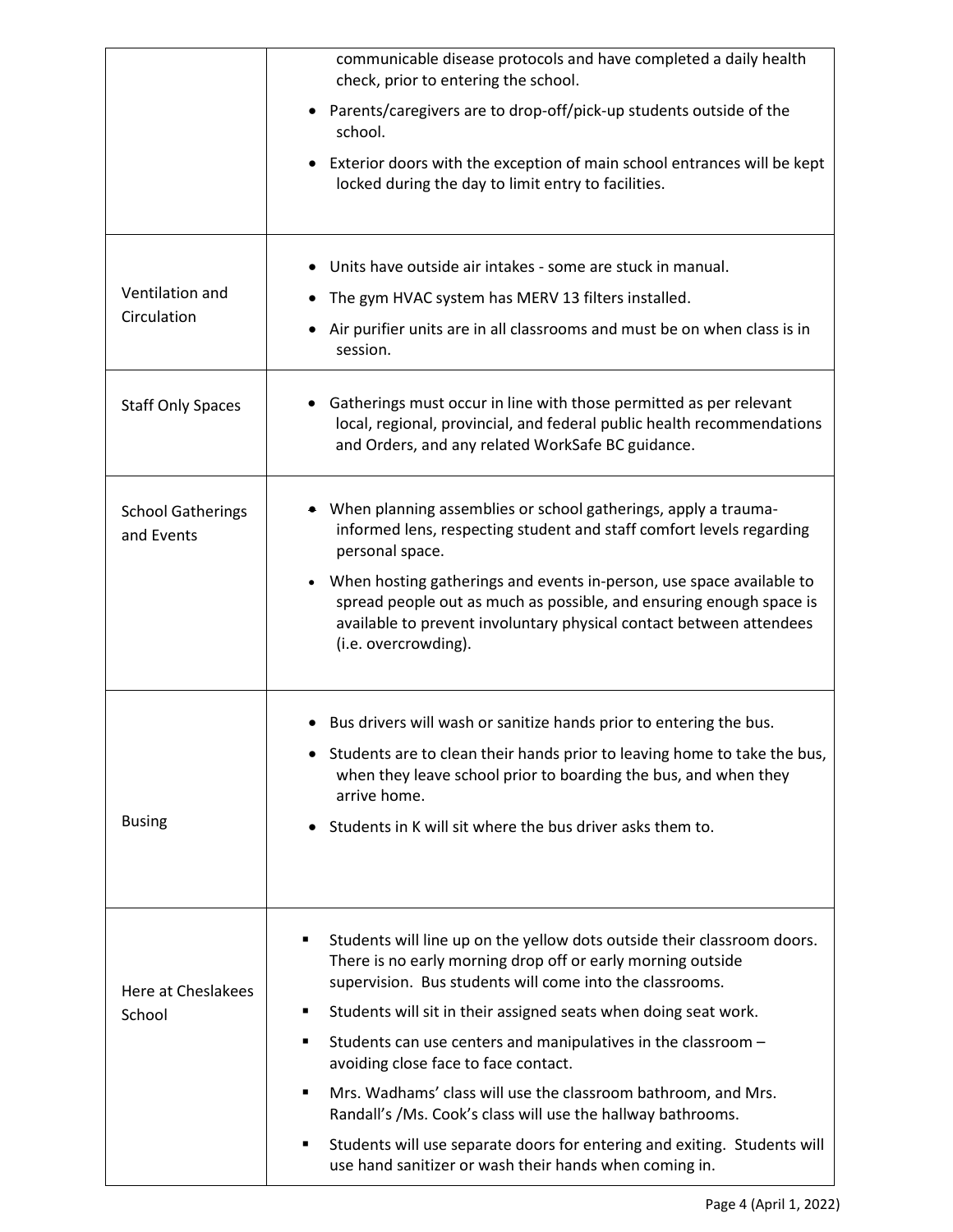| | |
|---|---|
| | communicable disease protocols and have completed a daily health check, prior to entering the school.<br>• Parents/caregivers are to drop-off/pick-up students outside of the school.<br>• Exterior doors with the exception of main school entrances will be kept locked during the day to limit entry to facilities. |
| Ventilation and Circulation | • Units have outside air intakes - some are stuck in manual.<br>• The gym HVAC system has MERV 13 filters installed.<br>• Air purifier units are in all classrooms and must be on when class is in session. |
| Staff Only Spaces | • Gatherings must occur in line with those permitted as per relevant local, regional, provincial, and federal public health recommendations and Orders, and any related WorkSafe BC guidance. |
| School Gatherings and Events | • When planning assemblies or school gatherings, apply a trauma-informed lens, respecting student and staff comfort levels regarding personal space.<br>• When hosting gatherings and events in-person, use space available to spread people out as much as possible, and ensuring enough space is available to prevent involuntary physical contact between attendees (i.e. overcrowding). |
| Busing | • Bus drivers will wash or sanitize hands prior to entering the bus.<br>• Students are to clean their hands prior to leaving home to take the bus, when they leave school prior to boarding the bus, and when they arrive home.<br>• Students in K will sit where the bus driver asks them to. |
| Here at Cheslakees School | ▪ Students will line up on the yellow dots outside their classroom doors. There is no early morning drop off or early morning outside supervision. Bus students will come into the classrooms.<br>▪ Students will sit in their assigned seats when doing seat work.<br>▪ Students can use centers and manipulatives in the classroom – avoiding close face to face contact.<br>▪ Mrs. Wadhams' class will use the classroom bathroom, and Mrs. Randall's /Ms. Cook's class will use the hallway bathrooms.<br>▪ Students will use separate doors for entering and exiting. Students will use hand sanitizer or wash their hands when coming in. |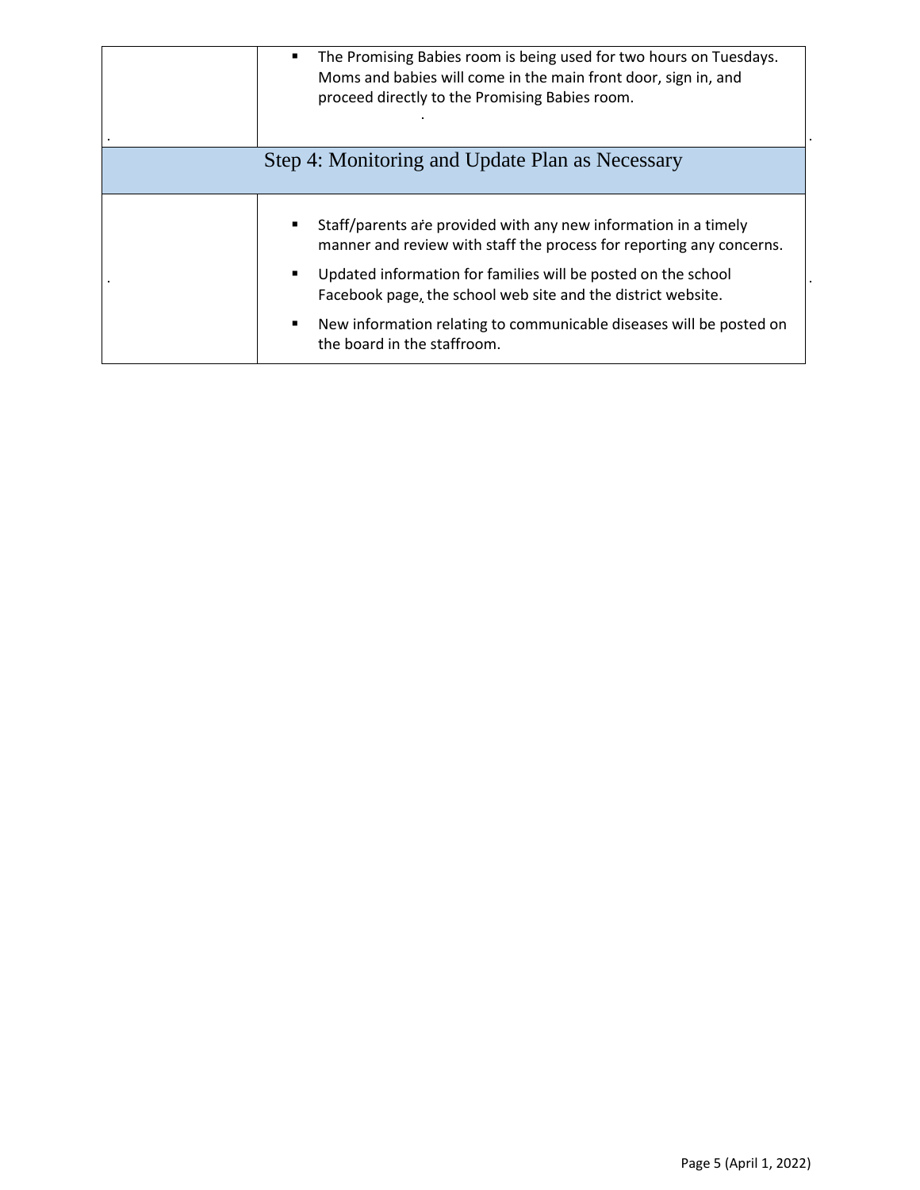| | |
|---|---|
| . | ▪ The Promising Babies room is being used for two hours on Tuesdays. Moms and babies will come in the main front door, sign in, and proceed directly to the Promising Babies room. |
| Step 4: Monitoring and Update Plan as Necessary | |
| . | ▪ Staff/parents are provided with any new information in a timely manner and review with staff the process for reporting any concerns.<br>▪ Updated information for families will be posted on the school Facebook page, the school web site and the district website.<br>▪ New information relating to communicable diseases will be posted on the board in the staffroom. |